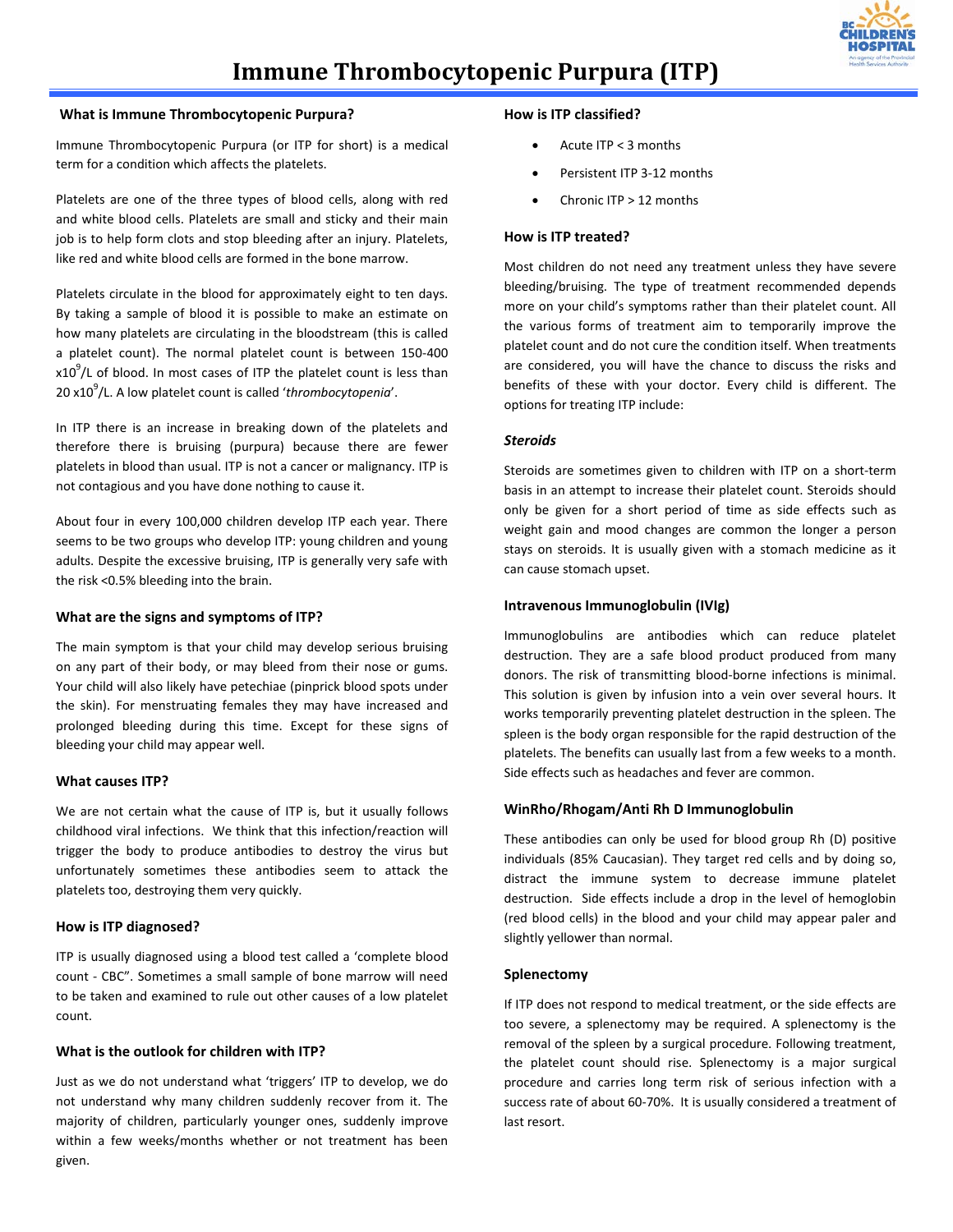# Immune Thrombocytopenic Purpura (ITP)

## What is Immune Thrombocytopenic Purpura?

Immune Thrombocytopenic Purpura (or ITP for short) is a medical term for a condition which affects the platelets.

Platelets are one of the three types of blood cells, along with red and white blood cells. Platelets are small and sticky and their main job is to help form clots and stop bleeding after an injury. Platelets, like red and white blood cells are formed in the bone marrow.

Platelets circulate in the blood for approximately eight to ten days. By taking a sample of blood it is possible to make an estimate on how many platelets are circulating in the bloodstream (this is called a platelet count). The normal platelet count is between 150-400 $x10^9$/L of blood. In most cases of ITP the platelet count is less than 20 $x10^9$/L. A low platelet count is called '*thrombocytopenia*'.

In ITP there is an increase in breaking down of the platelets and therefore there is bruising (purpura) because there are fewer platelets in blood than usual. ITP is not a cancer or malignancy. ITP is not contagious and you have done nothing to cause it.

About four in every 100,000 children develop ITP each year. There seems to be two groups who develop ITP: young children and young adults. Despite the excessive bruising, ITP is generally very safe with the risk <0.5% bleeding into the brain.

## What are the signs and symptoms of ITP?

The main symptom is that your child may develop serious bruising on any part of their body, or may bleed from their nose or gums. Your child will also likely have petechiae (pinprick blood spots under the skin). For menstruating females they may have increased and prolonged bleeding during this time. Except for these signs of bleeding your child may appear well.

## What causes ITP?

We are not certain what the cause of ITP is, but it usually follows childhood viral infections. We think that this infection/reaction will trigger the body to produce antibodies to destroy the virus but unfortunately sometimes these antibodies seem to attack the platelets too, destroying them very quickly.

## How is ITP diagnosed?

ITP is usually diagnosed using a blood test called a 'complete blood count - CBC". Sometimes a small sample of bone marrow will need to be taken and examined to rule out other causes of a low platelet count.

## What is the outlook for children with ITP?

Just as we do not understand what 'triggers' ITP to develop, we do not understand why many children suddenly recover from it. The majority of children, particularly younger ones, suddenly improve within a few weeks/months whether or not treatment has been given.

## How is ITP classified?

- Acute ITP < 3 months
- Persistent ITP 3-12 months
- Chronic ITP > 12 months

## How is ITP treated?

Most children do not need any treatment unless they have severe bleeding/bruising. The type of treatment recommended depends more on your child's symptoms rather than their platelet count. All the various forms of treatment aim to temporarily improve the platelet count and do not cure the condition itself. When treatments are considered, you will have the chance to discuss the risks and benefits of these with your doctor. Every child is different. The options for treating ITP include:

### *Steroids*

Steroids are sometimes given to children with ITP on a short-term basis in an attempt to increase their platelet count. Steroids should only be given for a short period of time as side effects such as weight gain and mood changes are common the longer a person stays on steroids. It is usually given with a stomach medicine as it can cause stomach upset.

### Intravenous Immunoglobulin (IVIg)

Immunoglobulins are antibodies which can reduce platelet destruction. They are a safe blood product produced from many donors. The risk of transmitting blood-borne infections is minimal. This solution is given by infusion into a vein over several hours. It works temporarily preventing platelet destruction in the spleen. The spleen is the body organ responsible for the rapid destruction of the platelets. The benefits can usually last from a few weeks to a month. Side effects such as headaches and fever are common.

### WinRho/Rhogam/Anti Rh D Immunoglobulin

These antibodies can only be used for blood group Rh (D) positive individuals (85% Caucasian). They target red cells and by doing so, distract the immune system to decrease immune platelet destruction. Side effects include a drop in the level of hemoglobin (red blood cells) in the blood and your child may appear paler and slightly yellower than normal.

### Splenectomy

If ITP does not respond to medical treatment, or the side effects are too severe, a splenectomy may be required. A splenectomy is the removal of the spleen by a surgical procedure. Following treatment, the platelet count should rise. Splenectomy is a major surgical procedure and carries long term risk of serious infection with a success rate of about 60-70%. It is usually considered a treatment of last resort.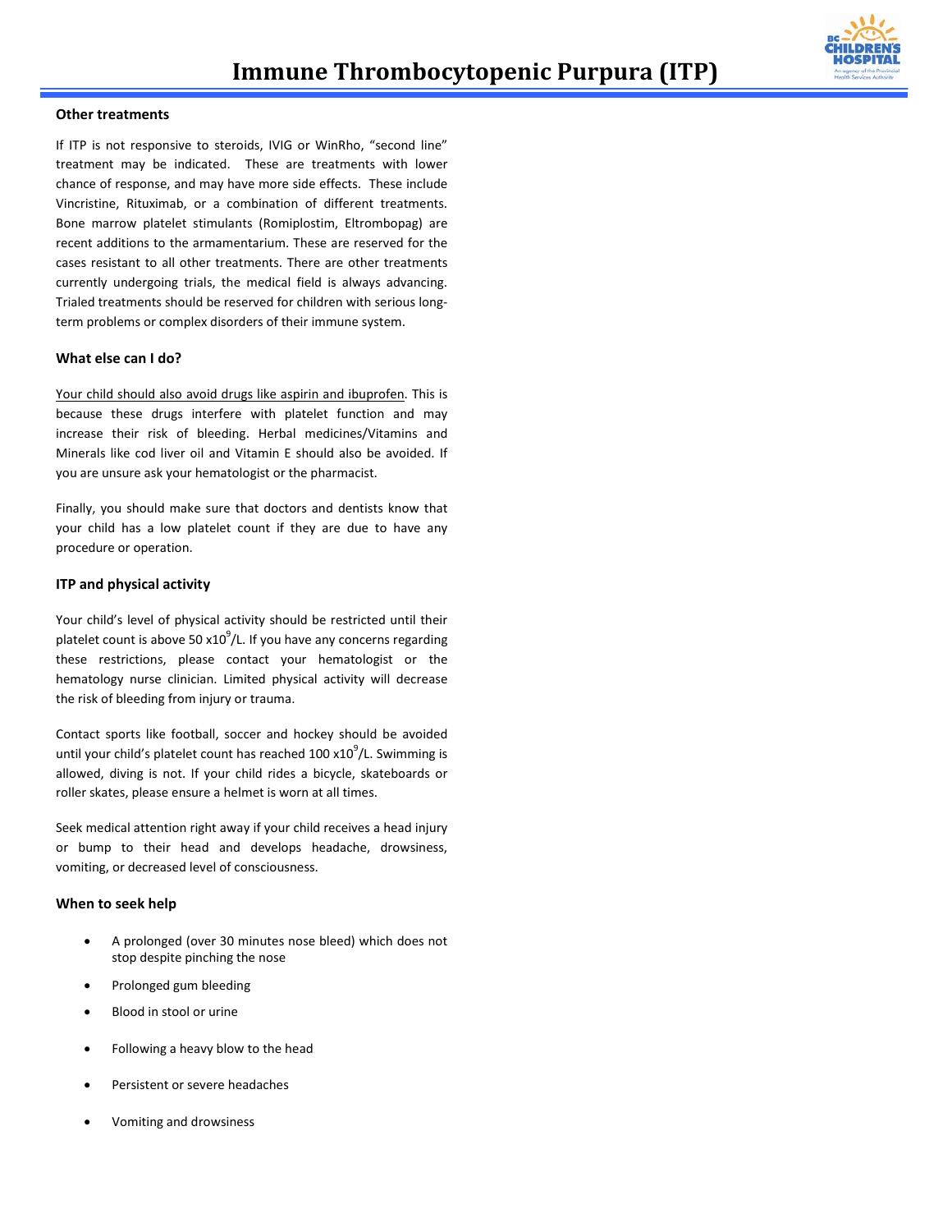## Other treatments

If ITP is not responsive to steroids, IVIG or WinRho, "second line" treatment may be indicated. These are treatments with lower chance of response, and may have more side effects. These include Vincristine, Rituximab, or a combination of different treatments. Bone marrow platelet stimulants (Romiplostim, Eltrombopag) are recent additions to the armamentarium. These are reserved for the cases resistant to all other treatments. There are other treatments currently undergoing trials, the medical field is always advancing. Trialed treatments should be reserved for children with serious long-term problems or complex disorders of their immune system.

## What else can I do?

Your child should also avoid drugs like aspirin and ibuprofen. This is because these drugs interfere with platelet function and may increase their risk of bleeding. Herbal medicines/Vitamins and Minerals like cod liver oil and Vitamin E should also be avoided. If you are unsure ask your hematologist or the pharmacist.

Finally, you should make sure that doctors and dentists know that your child has a low platelet count if they are due to have any procedure or operation.

## ITP and physical activity

Your child's level of physical activity should be restricted until their platelet count is above 50 $x10^9$/L. If you have any concerns regarding these restrictions, please contact your hematologist or the hematology nurse clinician. Limited physical activity will decrease the risk of bleeding from injury or trauma.

Contact sports like football, soccer and hockey should be avoided until your child's platelet count has reached 100 $x10^9$/L. Swimming is allowed, diving is not. If your child rides a bicycle, skateboards or roller skates, please ensure a helmet is worn at all times.

Seek medical attention right away if your child receives a head injury or bump to their head and develops headache, drowsiness, vomiting, or decreased level of consciousness.

## When to seek help

- A prolonged (over 30 minutes nose bleed) which does not stop despite pinching the nose
- Prolonged gum bleeding
- Blood in stool or urine
- Following a heavy blow to the head
- Persistent or severe headaches
- Vomiting and drowsiness